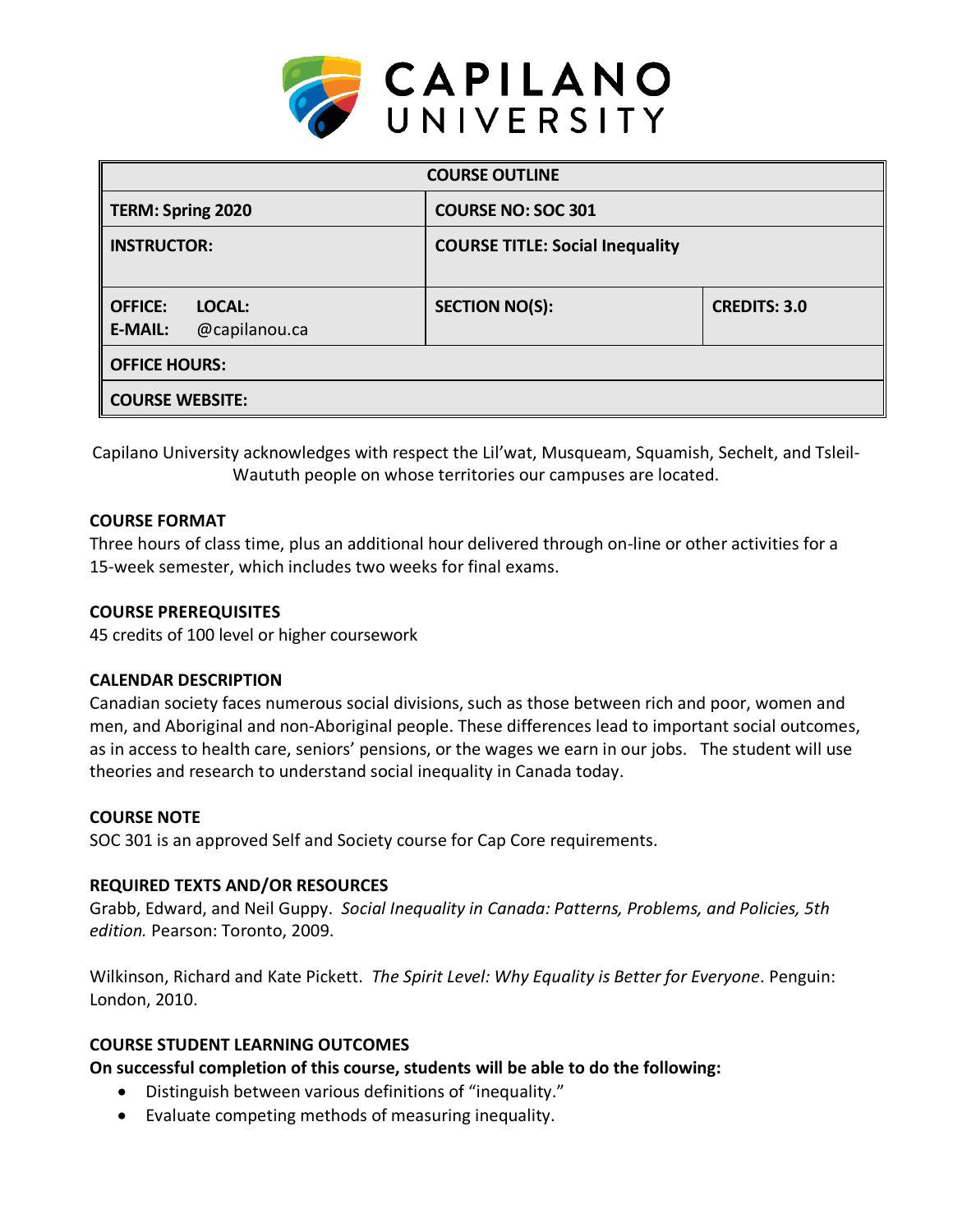# CAPILANO UNIVERSITY

| COURSE OUTLINE | | |
|---|---|---|
| **TERM: Spring 2020** | **COURSE NO: SOC 301** | |
| **INSTRUCTOR:** | **COURSE TITLE: Social Inequality** | |
| **OFFICE:** **LOCAL:** <br> **E-MAIL:** @capilanou.ca | **SECTION NO(S):** | **CREDITS: 3.0** |
| **OFFICE HOURS:** | | |
| **COURSE WEBSITE:** | | |

Capilano University acknowledges with respect the Lil'wat, Musqueam, Squamish, Sechelt, and Tsleil-Waututh people on whose territories our campuses are located.

## COURSE FORMAT

Three hours of class time, plus an additional hour delivered through on-line or other activities for a 15-week semester, which includes two weeks for final exams.

## COURSE PREREQUISITES

45 credits of 100 level or higher coursework

## CALENDAR DESCRIPTION

Canadian society faces numerous social divisions, such as those between rich and poor, women and men, and Aboriginal and non-Aboriginal people. These differences lead to important social outcomes, as in access to health care, seniors' pensions, or the wages we earn in our jobs. The student will use theories and research to understand social inequality in Canada today.

## COURSE NOTE

SOC 301 is an approved Self and Society course for Cap Core requirements.

## REQUIRED TEXTS AND/OR RESOURCES

Grabb, Edward, and Neil Guppy. *Social Inequality in Canada: Patterns, Problems, and Policies, 5th edition.* Pearson: Toronto, 2009.

Wilkinson, Richard and Kate Pickett. *The Spirit Level: Why Equality is Better for Everyone*. Penguin: London, 2010.

## COURSE STUDENT LEARNING OUTCOMES

**On successful completion of this course, students will be able to do the following:**

- Distinguish between various definitions of "inequality."
- Evaluate competing methods of measuring inequality.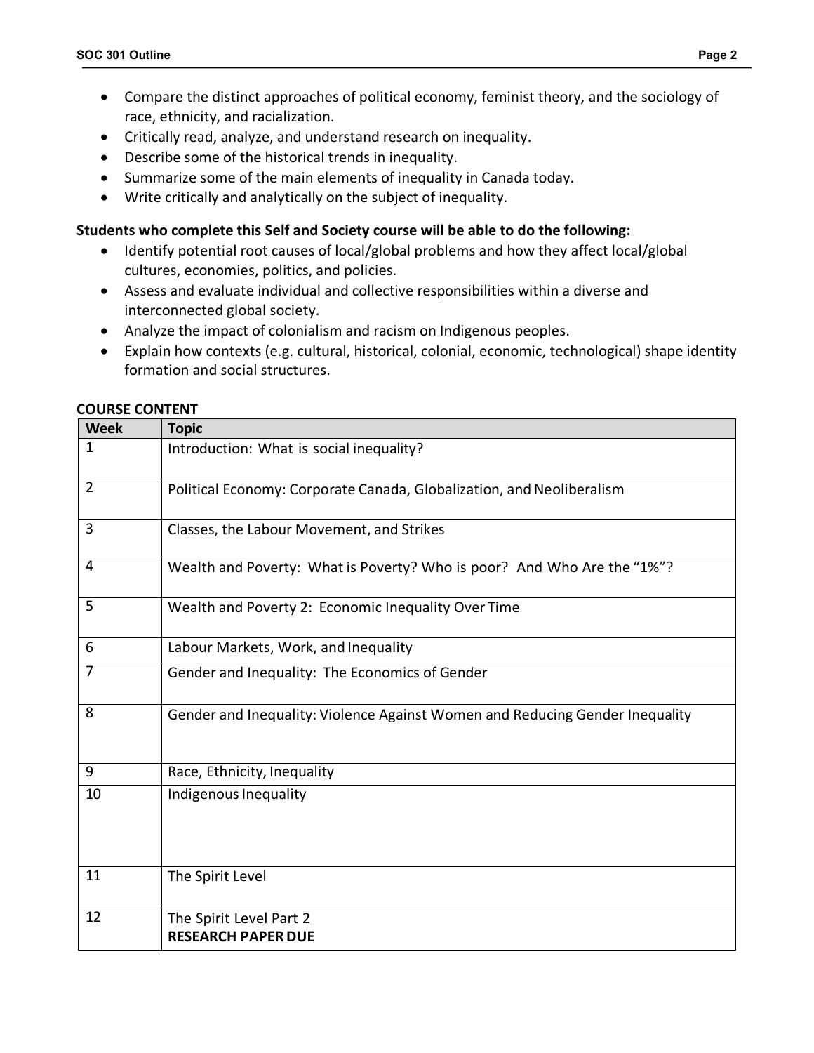- Compare the distinct approaches of political economy, feminist theory, and the sociology of race, ethnicity, and racialization.
- Critically read, analyze, and understand research on inequality.
- Describe some of the historical trends in inequality.
- Summarize some of the main elements of inequality in Canada today.
- Write critically and analytically on the subject of inequality.

**Students who complete this Self and Society course will be able to do the following:**

- Identify potential root causes of local/global problems and how they affect local/global cultures, economies, politics, and policies.
- Assess and evaluate individual and collective responsibilities within a diverse and interconnected global society.
- Analyze the impact of colonialism and racism on Indigenous peoples.
- Explain how contexts (e.g. cultural, historical, colonial, economic, technological) shape identity formation and social structures.

**COURSE CONTENT**

| Week | Topic |
|---|---|
| 1 | Introduction: What is social inequality? |
| 2 | Political Economy: Corporate Canada, Globalization, and Neoliberalism |
| 3 | Classes, the Labour Movement, and Strikes |
| 4 | Wealth and Poverty: What is Poverty? Who is poor? And Who Are the "1%"? |
| 5 | Wealth and Poverty 2: Economic Inequality Over Time |
| 6 | Labour Markets, Work, and Inequality |
| 7 | Gender and Inequality: The Economics of Gender |
| 8 | Gender and Inequality: Violence Against Women and Reducing Gender Inequality |
| 9 | Race, Ethnicity, Inequality |
| 10 | Indigenous Inequality |
| 11 | The Spirit Level |
| 12 | The Spirit Level Part 2<br>**RESEARCH PAPER DUE** |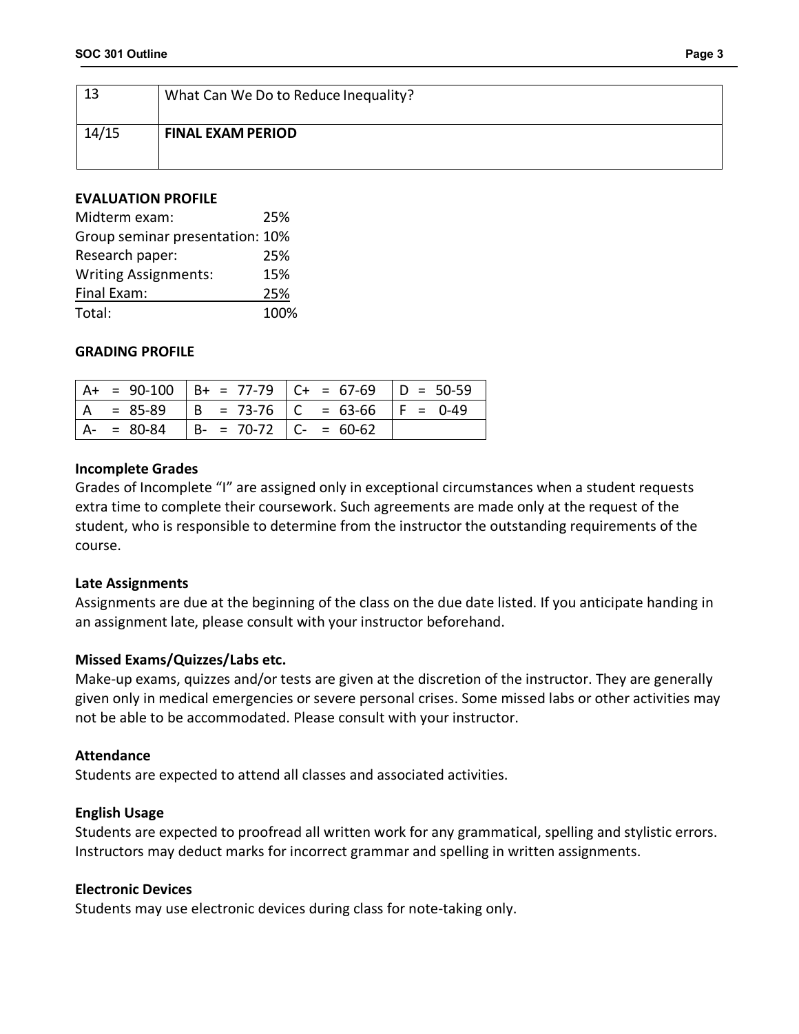| 13 | What Can We Do to Reduce Inequality? |
|---|---|
| 14/15 | **FINAL EXAM PERIOD** |

**EVALUATION PROFILE**

| | |
|---|---|
| Midterm exam: | 25% |
| Group seminar presentation: | 10% |
| Research paper: | 25% |
| Writing Assignments: | 15% |
| Final Exam: | 25% |
| Total: | 100% |

**GRADING PROFILE**

| | | | |
|---|---|---|---|
| A+ = 90-100 | B+ = 77-79 | C+ = 67-69 | D = 50-59 |
| A = 85-89 | B = 73-76 | C = 63-66 | F = 0-49 |
| A- = 80-84 | B- = 70-72 | C- = 60-62 | |

**Incomplete Grades**

Grades of Incomplete "I" are assigned only in exceptional circumstances when a student requests extra time to complete their coursework. Such agreements are made only at the request of the student, who is responsible to determine from the instructor the outstanding requirements of the course.

**Late Assignments**

Assignments are due at the beginning of the class on the due date listed. If you anticipate handing in an assignment late, please consult with your instructor beforehand.

**Missed Exams/Quizzes/Labs etc.**

Make-up exams, quizzes and/or tests are given at the discretion of the instructor. They are generally given only in medical emergencies or severe personal crises. Some missed labs or other activities may not be able to be accommodated. Please consult with your instructor.

**Attendance**

Students are expected to attend all classes and associated activities.

**English Usage**

Students are expected to proofread all written work for any grammatical, spelling and stylistic errors. Instructors may deduct marks for incorrect grammar and spelling in written assignments.

**Electronic Devices**

Students may use electronic devices during class for note-taking only.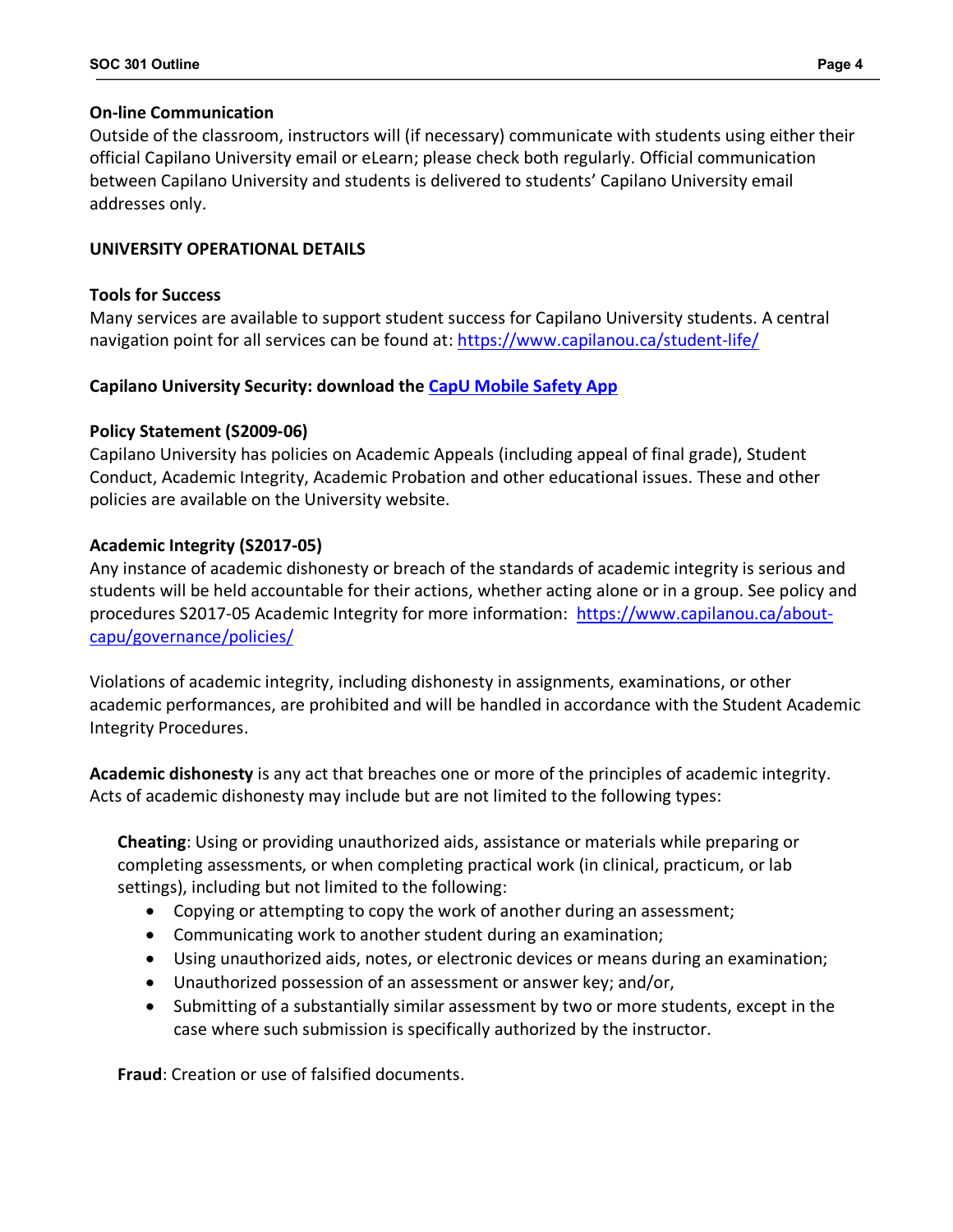**On-line Communication**

Outside of the classroom, instructors will (if necessary) communicate with students using either their official Capilano University email or eLearn; please check both regularly. Official communication between Capilano University and students is delivered to students' Capilano University email addresses only.

**UNIVERSITY OPERATIONAL DETAILS**

**Tools for Success**

Many services are available to support student success for Capilano University students. A central navigation point for all services can be found at: [https://www.capilanou.ca/student-life/](https://www.capilanou.ca/student-life/)

**Capilano University Security: download the [CapU Mobile Safety App](#)**

**Policy Statement (S2009-06)**

Capilano University has policies on Academic Appeals (including appeal of final grade), Student Conduct, Academic Integrity, Academic Probation and other educational issues. These and other policies are available on the University website.

**Academic Integrity (S2017-05)**

Any instance of academic dishonesty or breach of the standards of academic integrity is serious and students will be held accountable for their actions, whether acting alone or in a group. See policy and procedures S2017-05 Academic Integrity for more information: [https://www.capilanou.ca/about-capu/governance/policies/](https://www.capilanou.ca/about-capu/governance/policies/)

Violations of academic integrity, including dishonesty in assignments, examinations, or other academic performances, are prohibited and will be handled in accordance with the Student Academic Integrity Procedures.

**Academic dishonesty** is any act that breaches one or more of the principles of academic integrity. Acts of academic dishonesty may include but are not limited to the following types:

**Cheating**: Using or providing unauthorized aids, assistance or materials while preparing or completing assessments, or when completing practical work (in clinical, practicum, or lab settings), including but not limited to the following:

- Copying or attempting to copy the work of another during an assessment;
- Communicating work to another student during an examination;
- Using unauthorized aids, notes, or electronic devices or means during an examination;
- Unauthorized possession of an assessment or answer key; and/or,
- Submitting of a substantially similar assessment by two or more students, except in the case where such submission is specifically authorized by the instructor.

**Fraud**: Creation or use of falsified documents.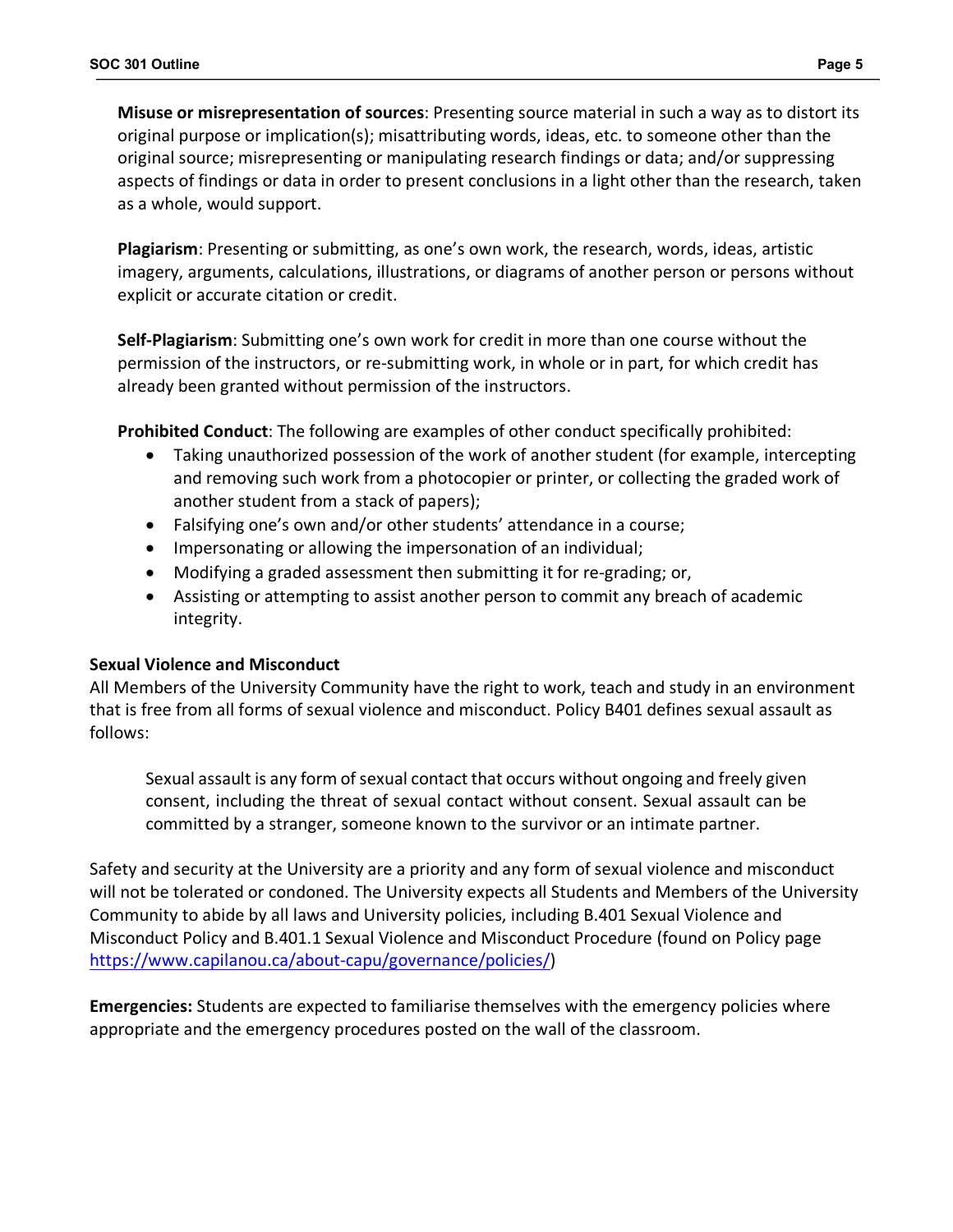**Misuse or misrepresentation of sources**: Presenting source material in such a way as to distort its original purpose or implication(s); misattributing words, ideas, etc. to someone other than the original source; misrepresenting or manipulating research findings or data; and/or suppressing aspects of findings or data in order to present conclusions in a light other than the research, taken as a whole, would support.

**Plagiarism**: Presenting or submitting, as one's own work, the research, words, ideas, artistic imagery, arguments, calculations, illustrations, or diagrams of another person or persons without explicit or accurate citation or credit.

**Self-Plagiarism**: Submitting one's own work for credit in more than one course without the permission of the instructors, or re-submitting work, in whole or in part, for which credit has already been granted without permission of the instructors.

**Prohibited Conduct**: The following are examples of other conduct specifically prohibited:

- Taking unauthorized possession of the work of another student (for example, intercepting and removing such work from a photocopier or printer, or collecting the graded work of another student from a stack of papers);
- Falsifying one's own and/or other students' attendance in a course;
- Impersonating or allowing the impersonation of an individual;
- Modifying a graded assessment then submitting it for re-grading; or,
- Assisting or attempting to assist another person to commit any breach of academic integrity.

**Sexual Violence and Misconduct**

All Members of the University Community have the right to work, teach and study in an environment that is free from all forms of sexual violence and misconduct. Policy B401 defines sexual assault as follows:

> Sexual assault is any form of sexual contact that occurs without ongoing and freely given consent, including the threat of sexual contact without consent. Sexual assault can be committed by a stranger, someone known to the survivor or an intimate partner.

Safety and security at the University are a priority and any form of sexual violence and misconduct will not be tolerated or condoned. The University expects all Students and Members of the University Community to abide by all laws and University policies, including B.401 Sexual Violence and Misconduct Policy and B.401.1 Sexual Violence and Misconduct Procedure (found on Policy page https://www.capilanou.ca/about-capu/governance/policies/)

**Emergencies:** Students are expected to familiarise themselves with the emergency policies where appropriate and the emergency procedures posted on the wall of the classroom.